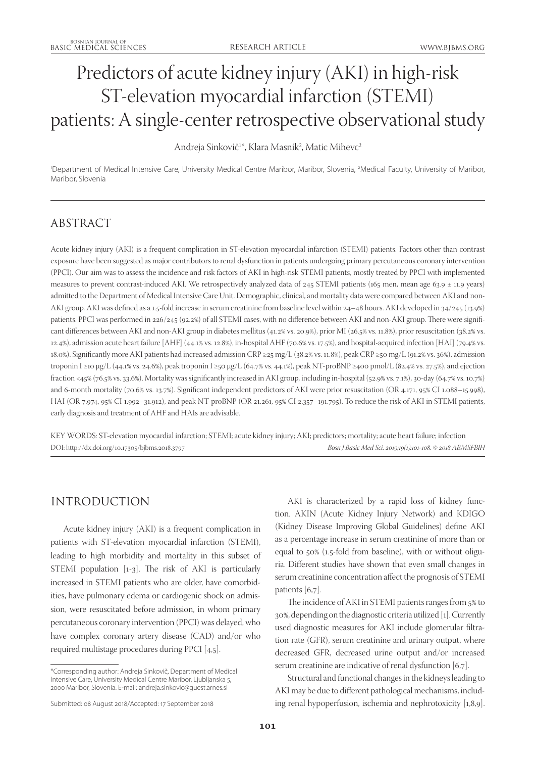# Predictors of acute kidney injury (AKI) in high-risk ST-elevation myocardial infarction (STEMI) patients: A single-center retrospective observational study

Andreja Sinkovič[1]*, Klara Masnik[2], Matic Mihevc[2]

[1]Department of Medical Intensive Care, University Medical Centre Maribor, Maribor, Slovenia, [2]Medical Faculty, University of Maribor, Maribor, Slovenia

## ABSTRACT

Acute kidney injury (AKI) is a frequent complication in ST-elevation myocardial infarction (STEMI) patients. Factors other than contrast exposure have been suggested as major contributors to renal dysfunction in patients undergoing primary percutaneous coronary intervention (PPCI). Our aim was to assess the incidence and risk factors of AKI in high-risk STEMI patients, mostly treated by PPCI with implemented measures to prevent contrast-induced AKI. We retrospectively analyzed data of 245 STEMI patients (165 men, mean age 63.9 ± 11.9 years) admitted to the Department of Medical Intensive Care Unit. Demographic, clinical, and mortality data were compared between AKI and non-AKI group. AKI was defined as a 1.5-fold increase in serum creatinine from baseline level within 24–48 hours. AKI developed in 34/245 (13.9%) patients. PPCI was performed in 226/245 (92.2%) of all STEMI cases, with no difference between AKI and non-AKI group. There were significant differences between AKI and non-AKI group in diabetes mellitus (41.2% vs. 20.9%), prior MI (26.5% vs. 11.8%), prior resuscitation (38.2% vs. 12.4%), admission acute heart failure [AHF] (44.1% vs. 12.8%), in-hospital AHF (70.6% vs. 17.5%), and hospital-acquired infection [HAI] (79.4% vs. 18.0%). Significantly more AKI patients had increased admission CRP ≥25 mg/L (38.2% vs. 11.8%), peak CRP ≥50 mg/L (91.2% vs. 36%), admission troponin I ≥10 μg/L (44.1% vs. 24.6%), peak troponin I ≥50 μg/L (64.7% vs. 44.1%), peak NT-proBNP ≥400 pmol/L (82.4% vs. 27.5%), and ejection fraction <45% (76.5% vs. 33.6%). Mortality was significantly increased in AKI group, including in-hospital (52.9% vs. 7.1%), 30-day (64.7% vs. 10.7%) and 6-month mortality (70.6% vs. 13.7%). Significant independent predictors of AKI were prior resuscitation (OR 4.171, 95% CI 1.088–15.998), HAI (OR 7.974, 95% CI 1.992–31.912), and peak NT-proBNP (OR 21.261, 95% CI 2.357–191.795). To reduce the risk of AKI in STEMI patients, early diagnosis and treatment of AHF and HAIs are advisable.

KEY WORDS: ST-elevation myocardial infarction; STEMI; acute kidney injury; AKI; predictors; mortality; acute heart failure; infection

DOI: http://dx.doi.org/10.17305/bjbms.2018.3797 *Bosn J Basic Med Sci. 2019;19(1):101-108. © 2018 ABMSFBIH*

## INTRODUCTION

Acute kidney injury (AKI) is a frequent complication in patients with ST-elevation myocardial infarction (STEMI), leading to high morbidity and mortality in this subset of STEMI population [1-3]. The risk of AKI is particularly increased in STEMI patients who are older, have comorbidities, have pulmonary edema or cardiogenic shock on admission, were resuscitated before admission, in whom primary percutaneous coronary intervention (PPCI) was delayed, who have complex coronary artery disease (CAD) and/or who required multistage procedures during PPCI [4,5].

AKI is characterized by a rapid loss of kidney function. AKIN (Acute Kidney Injury Network) and KDIGO (Kidney Disease Improving Global Guidelines) define AKI as a percentage increase in serum creatinine of more than or equal to 50% (1.5-fold from baseline), with or without oliguria. Different studies have shown that even small changes in serum creatinine concentration affect the prognosis of STEMI patients [6,7].

The incidence of AKI in STEMI patients ranges from 5% to 30%, depending on the diagnostic criteria utilized [1]. Currently used diagnostic measures for AKI include glomerular filtration rate (GFR), serum creatinine and urinary output, where decreased GFR, decreased urine output and/or increased serum creatinine are indicative of renal dysfunction [6,7].

Structural and functional changes in the kidneys leading to AKI may be due to different pathological mechanisms, including renal hypoperfusion, ischemia and nephrotoxicity [1,8,9].

*Corresponding author: Andreja Sinkovič, Department of Medical Intensive Care, University Medical Centre Maribor, Ljubljanska 5, 2000 Maribor, Slovenia. E-mail: andreja.sinkovic@guest.arnes.si

Submitted: 08 August 2018/Accepted: 17 September 2018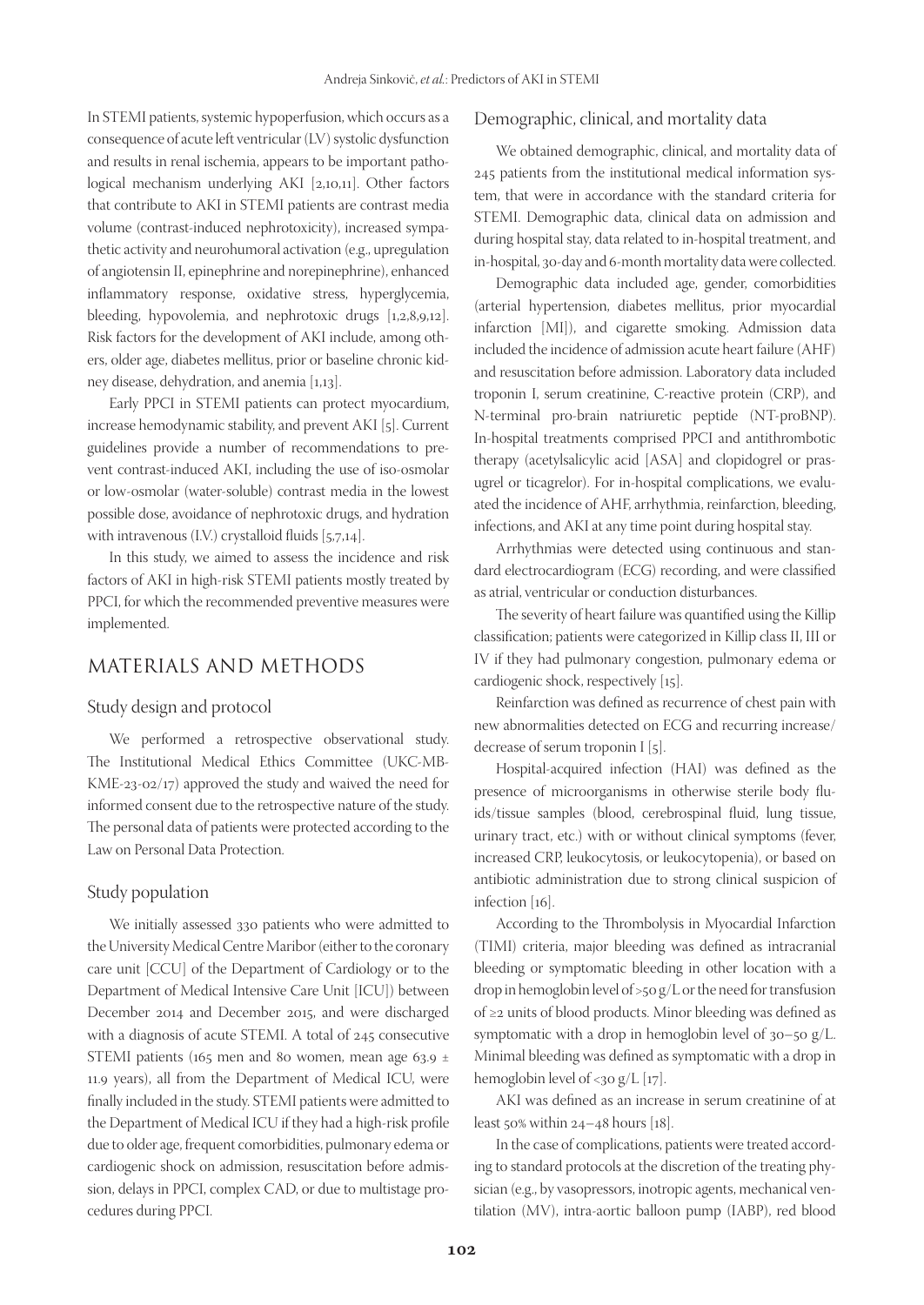In STEMI patients, systemic hypoperfusion, which occurs as a consequence of acute left ventricular (LV) systolic dysfunction and results in renal ischemia, appears to be important pathological mechanism underlying AKI [2,10,11]. Other factors that contribute to AKI in STEMI patients are contrast media volume (contrast-induced nephrotoxicity), increased sympathetic activity and neurohumoral activation (e.g., upregulation of angiotensin II, epinephrine and norepinephrine), enhanced inflammatory response, oxidative stress, hyperglycemia, bleeding, hypovolemia, and nephrotoxic drugs [1,2,8,9,12]. Risk factors for the development of AKI include, among others, older age, diabetes mellitus, prior or baseline chronic kidney disease, dehydration, and anemia [1,13].

Early PPCI in STEMI patients can protect myocardium, increase hemodynamic stability, and prevent AKI [5]. Current guidelines provide a number of recommendations to prevent contrast-induced AKI, including the use of iso-osmolar or low-osmolar (water-soluble) contrast media in the lowest possible dose, avoidance of nephrotoxic drugs, and hydration with intravenous (I.V.) crystalloid fluids [5,7,14].

In this study, we aimed to assess the incidence and risk factors of AKI in high-risk STEMI patients mostly treated by PPCI, for which the recommended preventive measures were implemented.

## MATERIALS AND METHODS

### Study design and protocol

We performed a retrospective observational study. The Institutional Medical Ethics Committee (UKC-MB-KME-23-02/17) approved the study and waived the need for informed consent due to the retrospective nature of the study. The personal data of patients were protected according to the Law on Personal Data Protection.

### Study population

We initially assessed 330 patients who were admitted to the University Medical Centre Maribor (either to the coronary care unit [CCU] of the Department of Cardiology or to the Department of Medical Intensive Care Unit [ICU]) between December 2014 and December 2015, and were discharged with a diagnosis of acute STEMI. A total of 245 consecutive STEMI patients (165 men and 80 women, mean age 63.9 ± 11.9 years), all from the Department of Medical ICU, were finally included in the study. STEMI patients were admitted to the Department of Medical ICU if they had a high-risk profile due to older age, frequent comorbidities, pulmonary edema or cardiogenic shock on admission, resuscitation before admission, delays in PPCI, complex CAD, or due to multistage procedures during PPCI.

### Demographic, clinical, and mortality data

We obtained demographic, clinical, and mortality data of 245 patients from the institutional medical information system, that were in accordance with the standard criteria for STEMI. Demographic data, clinical data on admission and during hospital stay, data related to in-hospital treatment, and in-hospital, 30-day and 6-month mortality data were collected.

Demographic data included age, gender, comorbidities (arterial hypertension, diabetes mellitus, prior myocardial infarction [MI]), and cigarette smoking. Admission data included the incidence of admission acute heart failure (AHF) and resuscitation before admission. Laboratory data included troponin I, serum creatinine, C-reactive protein (CRP), and N-terminal pro-brain natriuretic peptide (NT-proBNP). In-hospital treatments comprised PPCI and antithrombotic therapy (acetylsalicylic acid [ASA] and clopidogrel or prasugrel or ticagrelor). For in-hospital complications, we evaluated the incidence of AHF, arrhythmia, reinfarction, bleeding, infections, and AKI at any time point during hospital stay.

Arrhythmias were detected using continuous and standard electrocardiogram (ECG) recording, and were classified as atrial, ventricular or conduction disturbances.

The severity of heart failure was quantified using the Killip classification; patients were categorized in Killip class II, III or IV if they had pulmonary congestion, pulmonary edema or cardiogenic shock, respectively [15].

Reinfarction was defined as recurrence of chest pain with new abnormalities detected on ECG and recurring increase/decrease of serum troponin I [5].

Hospital-acquired infection (HAI) was defined as the presence of microorganisms in otherwise sterile body fluids/tissue samples (blood, cerebrospinal fluid, lung tissue, urinary tract, etc.) with or without clinical symptoms (fever, increased CRP, leukocytosis, or leukocytopenia), or based on antibiotic administration due to strong clinical suspicion of infection [16].

According to the Thrombolysis in Myocardial Infarction (TIMI) criteria, major bleeding was defined as intracranial bleeding or symptomatic bleeding in other location with a drop in hemoglobin level of >50 g/L or the need for transfusion of ≥2 units of blood products. Minor bleeding was defined as symptomatic with a drop in hemoglobin level of 30–50 g/L. Minimal bleeding was defined as symptomatic with a drop in hemoglobin level of <30 g/L [17].

AKI was defined as an increase in serum creatinine of at least 50% within 24–48 hours [18].

In the case of complications, patients were treated according to standard protocols at the discretion of the treating physician (e.g., by vasopressors, inotropic agents, mechanical ventilation (MV), intra-aortic balloon pump (IABP), red blood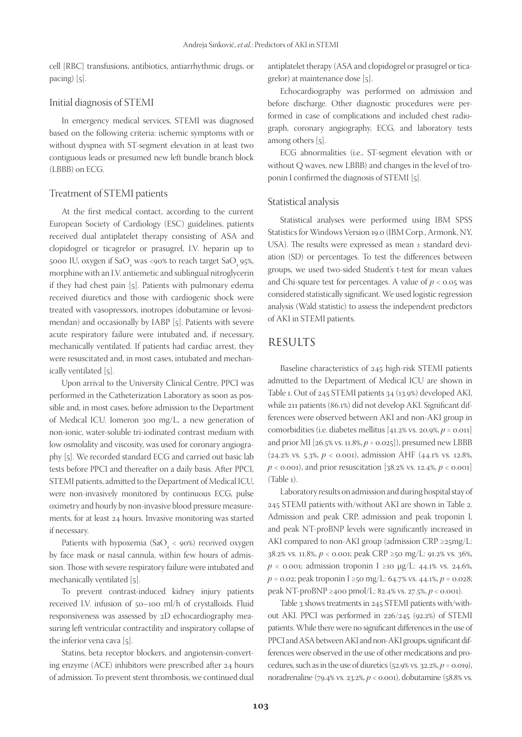cell [RBC] transfusions, antibiotics, antiarrhythmic drugs, or pacing) [5].

### Initial diagnosis of STEMI

In emergency medical services, STEMI was diagnosed based on the following criteria: ischemic symptoms with or without dyspnea with ST-segment elevation in at least two contiguous leads or presumed new left bundle branch block (LBBB) on ECG.

### Treatment of STEMI patients

At the first medical contact, according to the current European Society of Cardiology (ESC) guidelines, patients received dual antiplatelet therapy consisting of ASA and clopidogrel or ticagrelor or prasugrel, I.V. heparin up to 5000 IU, oxygen if $SaO_2$ was <90% to reach target $SaO_2$ 95%, morphine with an I.V. antiemetic and sublingual nitroglycerin if they had chest pain [5]. Patients with pulmonary edema received diuretics and those with cardiogenic shock were treated with vasopressors, inotropes (dobutamine or levosimendan) and occasionally by IABP [5]. Patients with severe acute respiratory failure were intubated and, if necessary, mechanically ventilated. If patients had cardiac arrest, they were resuscitated and, in most cases, intubated and mechanically ventilated [5].

Upon arrival to the University Clinical Centre, PPCI was performed in the Catheterization Laboratory as soon as possible and, in most cases, before admission to the Department of Medical ICU. Iomeron 300 mg/L, a new generation of non-ionic, water-soluble tri-iodinated contrast medium with low osmolality and viscosity, was used for coronary angiography [5]. We recorded standard ECG and carried out basic lab tests before PPCI and thereafter on a daily basis. After PPCI, STEMI patients, admitted to the Department of Medical ICU, were non-invasively monitored by continuous ECG, pulse oximetry and hourly by non-invasive blood pressure measurements, for at least 24 hours. Invasive monitoring was started if necessary.

Patients with hypoxemia ($SaO_2$ < 90%) received oxygen by face mask or nasal cannula, within few hours of admission. Those with severe respiratory failure were intubated and mechanically ventilated [5].

To prevent contrast-induced kidney injury patients received I.V. infusion of 50–100 ml/h of crystalloids. Fluid responsiveness was assessed by 2D echocardiography measuring left ventricular contractility and inspiratory collapse of the inferior vena cava [5].

Statins, beta receptor blockers, and angiotensin-converting enzyme (ACE) inhibitors were prescribed after 24 hours of admission. To prevent stent thrombosis, we continued dual antiplatelet therapy (ASA and clopidogrel or prasugrel or ticagrelor) at maintenance dose [5].

Echocardiography was performed on admission and before discharge. Other diagnostic procedures were performed in case of complications and included chest radiograph, coronary angiography, ECG, and laboratory tests among others [5].

ECG abnormalities (i.e., ST-segment elevation with or without Q waves, new LBBB) and changes in the level of troponin I confirmed the diagnosis of STEMI [5].

### Statistical analysis

Statistical analyses were performed using IBM SPSS Statistics for Windows Version 19.0 (IBM Corp., Armonk, NY, USA). The results were expressed as mean ± standard deviation (SD) or percentages. To test the differences between groups, we used two-sided Student's t-test for mean values and Chi-square test for percentages. A value of $p < 0.05$ was considered statistically significant. We used logistic regression analysis (Wald statistic) to assess the independent predictors of AKI in STEMI patients.

## RESULTS

Baseline characteristics of 245 high-risk STEMI patients admitted to the Department of Medical ICU are shown in Table 1. Out of 245 STEMI patients 34 (13.9%) developed AKI, while 211 patients (86.1%) did not develop AKI. Significant differences were observed between AKI and non-AKI group in comorbidities (i.e. diabetes mellitus [41.2% vs. 20.9%, $p = 0.011$] and prior MI [26.5% vs. 11.8%, $p = 0.025$]), presumed new LBBB (24.2% vs. 5.3%, $p < 0.001$), admission AHF (44.1% vs. 12.8%, $p < 0.001$), and prior resuscitation [38.2% vs. 12.4%, $p < 0.001$] (Table 1).

Laboratory results on admission and during hospital stay of 245 STEMI patients with/without AKI are shown in Table 2. Admission and peak CRP, admission and peak troponin I, and peak NT-proBNP levels were significantly increased in AKI compared to non-AKI group (admission CRP ≥25mg/L: 38.2% vs. 11.8%, $p < 0.001$; peak CRP ≥50 mg/L: 91.2% vs. 36%, $p < 0.001$; admission troponin I ≥10 μg/L: 44.1% vs. 24.6%, $p = 0.02$; peak troponin I ≥50 mg/L: 64.7% vs. 44.1%, $p = 0.028$; peak NT-proBNP ≥400 pmol/L: 82.4% vs. 27.5%, $p < 0.001$).

Table 3 shows treatments in 245 STEMI patients with/without AKI. PPCI was performed in 226/245 (92.2%) of STEMI patients. While there were no significant differences in the use of PPCI and ASA between AKI and non-AKI groups, significant differences were observed in the use of other medications and procedures, such as in the use of diuretics (52.9% vs. 32.2%, $p = 0.019$), noradrenaline (79.4% vs. 23.2%, $p < 0.001$), dobutamine (58.8% vs.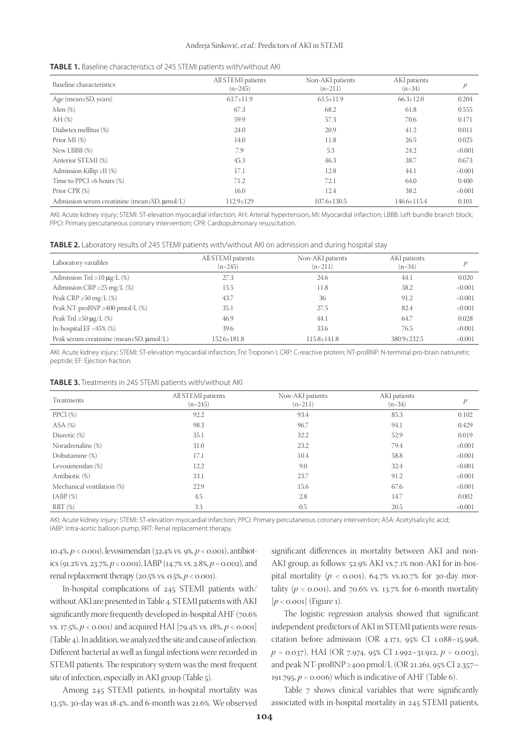**TABLE 1.** Baseline characteristics of 245 STEMI patients with/without AKI

| Baseline characteristics | All STEMI patients (n=245) | Non-AKI patients (n=211) | AKI patients (n=34) | $p$ |
|---|---|---|---|---|
| Age (mean±SD, years) | 63.7±11.9 | 63.5±11.9 | 66.3±12.0 | 0.204 |
| Men (%) | 67.3 | 68.2 | 61.8 | 0.555 |
| AH (%) | 59.9 | 57.3 | 70.6 | 0.171 |
| Diabetes mellitus (%) | 24.0 | 20.9 | 41.2 | 0.011 |
| Prior MI (%) | 14.0 | 11.8 | 26.5 | 0.025 |
| New LBBB (%) | 7.9 | 5.3 | 24.2 | <0.001 |
| Anterior STEMI (%) | 45.3 | 46.3 | 38.7 | 0.673 |
| Admission Killip ≥II (%) | 17.1 | 12.8 | 44.1 | <0.001 |
| Time to PPCI ≤6 hours (%) | 71.2 | 72.1 | 64.0 | 0.400 |
| Prior CPR (%) | 16.0 | 12.4 | 38.2 | <0.001 |
| Admission serum creatinine (mean±SD, μmol/L) | 112.9±129 | 107.6±130.5 | 146.6±115.4 | 0.101 |

AKI: Acute kidney injury; STEMI: ST-elevation myocardial infarction; AH: Arterial hypertension; MI: Myocardial infarction; LBBB: Left bundle branch block; PPCI: Primary percutaneous coronary intervention; CPR: Cardiopulmonary resuscitation.

**TABLE 2.** Laboratory results of 245 STEMI patients with/without AKI on admission and during hospital stay

| Laboratory variables | All STEMI patients (n=245) | Non-AKI patients (n=211) | AKI patients (n=34) | $p$ |
|---|---|---|---|---|
| Admission TnI ≥10 μg/L (%) | 27.3 | 24.6 | 44.1 | 0.020 |
| Admission CRP ≥25 mg/L (%) | 15.5 | 11.8 | 38.2 | <0.001 |
| Peak CRP ≥50 mg/L (%) | 43.7 | 36 | 91.2 | <0.001 |
| Peak NT-proBNP ≥400 pmol/L (%) | 35.1 | 27.5 | 82.4 | <0.001 |
| Peak TnI ≥50 μg/L (%) | 46.9 | 44.1 | 64.7 | 0.028 |
| In-hospital EF <45% (%) | 39.6 | 33.6 | 76.5 | <0.001 |
| Peak serum creatinine (mean±SD, μmol/L) | 152.6±181.8 | 115.8±141.8 | 380.9±232.5 | <0.001 |

AKI: Acute kidney injury; STEMI: ST-elevation myocardial infarction; TnI: Troponin I; CRP: C-reactive protein; NT-proBNP: N-terminal pro-brain natriuretic peptide; EF: Ejection fraction.

**TABLE 3.** Treatments in 245 STEMI patients with/without AKI

| Treatments | All STEMI patients (n=245) | Non-AKI patients (n=211) | AKI patients (n=34) | $p$ |
|---|---|---|---|---|
| PPCI (%) | 92.2 | 93.4 | 85.3 | 0.102 |
| ASA (%) | 98.3 | 96.7 | 94.1 | 0.429 |
| Diuretic (%) | 35.1 | 32.2 | 52.9 | 0.019 |
| Noradrenaline (%) | 31.0 | 23.2 | 79.4 | <0.001 |
| Dobutamine (%) | 17.1 | 10.4 | 58.8 | <0.001 |
| Levosimendan (%) | 12.2 | 9.0 | 32.4 | <0.001 |
| Antibiotic (%) | 33.1 | 23.7 | 91.2 | <0.001 |
| Mechanical ventilation (%) | 22.9 | 15.6 | 67.6 | <0.001 |
| IABP (%) | 4.5 | 2.8 | 14.7 | 0.002 |
| RRT (%) | 3.3 | 0.5 | 20.5 | <0.001 |

AKI: Acute kidney injury; STEMI: ST-elevation myocardial infarction; PPCI: Primary percutaneous coronary intervention; ASA: Acetylsalicylic acid; IABP: Intra-aortic balloon pump; RRT: Renal replacement therapy.

10.4%, $p < 0.001$), levosimendan (32.4% vs. 9%, $p < 0.001$), antibiotics (91.2% vs. 23.7%, $p < 0.001$), IABP (14.7% vs. 2.8%, $p = 0.002$), and renal replacement therapy (20.5% vs. 0.5%, $p < 0.001$).

In-hospital complications of 245 STEMI patients with/without AKI are presented in Table 4. STEMI patients with AKI significantly more frequently developed in-hospital AHF (70.6% vs. 17.5%, $p < 0.001$) and acquired HAI [79.4% vs. 18%, $p < 0.001$] (Table 4). In addition, we analyzed the site and cause of infection. Different bacterial as well as fungal infections were recorded in STEMI patients. The respiratory system was the most frequent site of infection, especially in AKI group (Table 5).

Among 245 STEMI patients, in-hospital mortality was 13.5%, 30-day was 18.4%, and 6-month was 21.6%. We observed significant differences in mortality between AKI and non-AKI group, as follows: 52.9% AKI vs.7.1% non-AKI for in-hospital mortality ($p < 0.001$), 64.7% vs.10.7% for 30-day mortality ($p < 0.001$), and 70.6% vs. 13.7% for 6-month mortality [$p < 0.001$] (Figure 1).

The logistic regression analysis showed that significant independent predictors of AKI in STEMI patients were resuscitation before admission (OR 4.171, 95% CI 1.088–15.998, $p = 0.037$), HAI (OR 7.974, 95% CI 1.992–31.912, $p = 0.003$), and peak NT-proBNP ≥400 pmol/L (OR 21.261, 95% CI 2.357–191.795, $p = 0.006$) which is indicative of AHF (Table 6).

Table 7 shows clinical variables that were significantly associated with in-hospital mortality in 245 STEMI patients,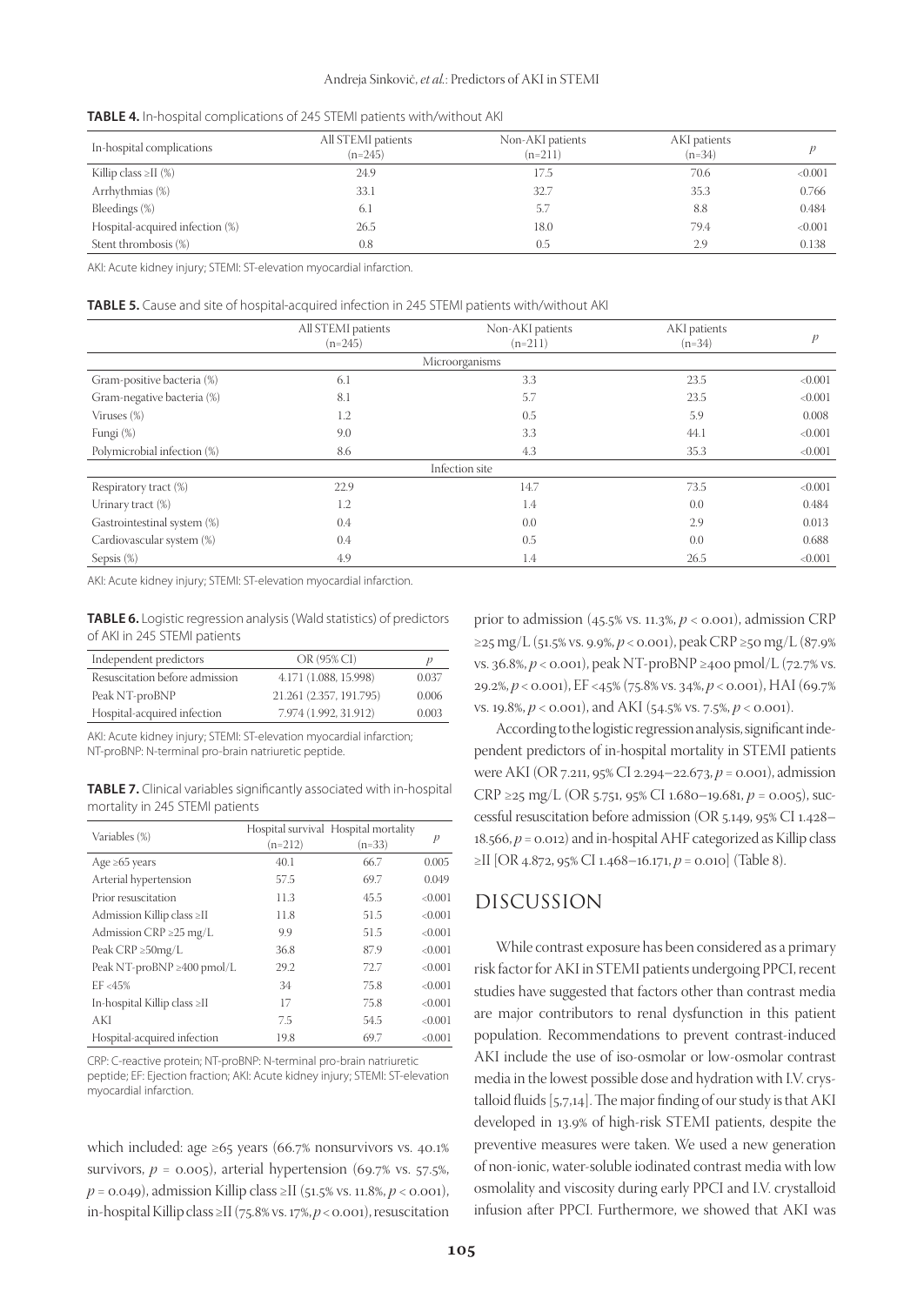**TABLE 4.** In-hospital complications of 245 STEMI patients with/without AKI

| In-hospital complications | All STEMI patients (n=245) | Non-AKI patients (n=211) | AKI patients (n=34) | $p$ |
|---|---|---|---|---|
| Killip class ≥II (%) | 24.9 | 17.5 | 70.6 | <0.001 |
| Arrhythmias (%) | 33.1 | 32.7 | 35.3 | 0.766 |
| Bleedings (%) | 6.1 | 5.7 | 8.8 | 0.484 |
| Hospital-acquired infection (%) | 26.5 | 18.0 | 79.4 | <0.001 |
| Stent thrombosis (%) | 0.8 | 0.5 | 2.9 | 0.138 |

AKI: Acute kidney injury; STEMI: ST-elevation myocardial infarction.

**TABLE 5.** Cause and site of hospital-acquired infection in 245 STEMI patients with/without AKI

| | All STEMI patients (n=245) | Non-AKI patients (n=211) | AKI patients (n=34) | $p$ |
|---|---|---|---|---|
| **Microorganisms** | | | | |
| Gram-positive bacteria (%) | 6.1 | 3.3 | 23.5 | <0.001 |
| Gram-negative bacteria (%) | 8.1 | 5.7 | 23.5 | <0.001 |
| Viruses (%) | 1.2 | 0.5 | 5.9 | 0.008 |
| Fungi (%) | 9.0 | 3.3 | 44.1 | <0.001 |
| Polymicrobial infection (%) | 8.6 | 4.3 | 35.3 | <0.001 |
| **Infection site** | | | | |
| Respiratory tract (%) | 22.9 | 14.7 | 73.5 | <0.001 |
| Urinary tract (%) | 1.2 | 1.4 | 0.0 | 0.484 |
| Gastrointestinal system (%) | 0.4 | 0.0 | 2.9 | 0.013 |
| Cardiovascular system (%) | 0.4 | 0.5 | 0.0 | 0.688 |
| Sepsis (%) | 4.9 | 1.4 | 26.5 | <0.001 |

AKI: Acute kidney injury; STEMI: ST-elevation myocardial infarction.

**TABLE 6.** Logistic regression analysis (Wald statistics) of predictors of AKI in 245 STEMI patients

| Independent predictors | OR (95% CI) | $p$ |
|---|---|---|
| Resuscitation before admission | 4.171 (1.088, 15.998) | 0.037 |
| Peak NT-proBNP | 21.261 (2.357, 191.795) | 0.006 |
| Hospital-acquired infection | 7.974 (1.992, 31.912) | 0.003 |

AKI: Acute kidney injury; STEMI: ST-elevation myocardial infarction; NT-proBNP: N-terminal pro-brain natriuretic peptide.

**TABLE 7.** Clinical variables significantly associated with in-hospital mortality in 245 STEMI patients

| Variables (%) | Hospital survival (n=212) | Hospital mortality (n=33) | $p$ |
|---|---|---|---|
| Age ≥65 years | 40.1 | 66.7 | 0.005 |
| Arterial hypertension | 57.5 | 69.7 | 0.049 |
| Prior resuscitation | 11.3 | 45.5 | <0.001 |
| Admission Killip class ≥II | 11.8 | 51.5 | <0.001 |
| Admission CRP ≥25 mg/L | 9.9 | 51.5 | <0.001 |
| Peak CRP ≥50mg/L | 36.8 | 87.9 | <0.001 |
| Peak NT-proBNP ≥400 pmol/L | 29.2 | 72.7 | <0.001 |
| EF <45% | 34 | 75.8 | <0.001 |
| In-hospital Killip class ≥II | 17 | 75.8 | <0.001 |
| AKI | 7.5 | 54.5 | <0.001 |
| Hospital-acquired infection | 19.8 | 69.7 | <0.001 |

CRP: C-reactive protein; NT-proBNP: N-terminal pro-brain natriuretic peptide; EF: Ejection fraction; AKI: Acute kidney injury; STEMI: ST-elevation myocardial infarction.

which included: age ≥65 years (66.7% nonsurvivors vs. 40.1% survivors, $p = 0.005$), arterial hypertension (69.7% vs. 57.5%, $p = 0.049$), admission Killip class ≥II (51.5% vs. 11.8%, $p < 0.001$), in-hospital Killip class ≥II (75.8% vs. 17%, $p < 0.001$), resuscitation prior to admission (45.5% vs. 11.3%, $p < 0.001$), admission CRP ≥25 mg/L (51.5% vs. 9.9%, $p < 0.001$), peak CRP ≥50 mg/L (87.9% vs. 36.8%, $p < 0.001$), peak NT-proBNP ≥400 pmol/L (72.7% vs. 29.2%, $p < 0.001$), EF <45% (75.8% vs. 34%, $p < 0.001$), HAI (69.7% vs. 19.8%, $p < 0.001$), and AKI (54.5% vs. 7.5%, $p < 0.001$).

According to the logistic regression analysis, significant independent predictors of in-hospital mortality in STEMI patients were AKI (OR 7.211, 95% CI 2.294–22.673, $p = 0.001$), admission CRP ≥25 mg/L (OR 5.751, 95% CI 1.680–19.681, $p = 0.005$), successful resuscitation before admission (OR 5.149, 95% CI 1.428–18.566, $p = 0.012$) and in-hospital AHF categorized as Killip class ≥II [OR 4.872, 95% CI 1.468–16.171, $p = 0.010$] (Table 8).

## DISCUSSION

While contrast exposure has been considered as a primary risk factor for AKI in STEMI patients undergoing PPCI, recent studies have suggested that factors other than contrast media are major contributors to renal dysfunction in this patient population. Recommendations to prevent contrast-induced AKI include the use of iso-osmolar or low-osmolar contrast media in the lowest possible dose and hydration with I.V. crystalloid fluids [5,7,14]. The major finding of our study is that AKI developed in 13.9% of high-risk STEMI patients, despite the preventive measures were taken. We used a new generation of non-ionic, water-soluble iodinated contrast media with low osmolality and viscosity during early PPCI and I.V. crystalloid infusion after PPCI. Furthermore, we showed that AKI was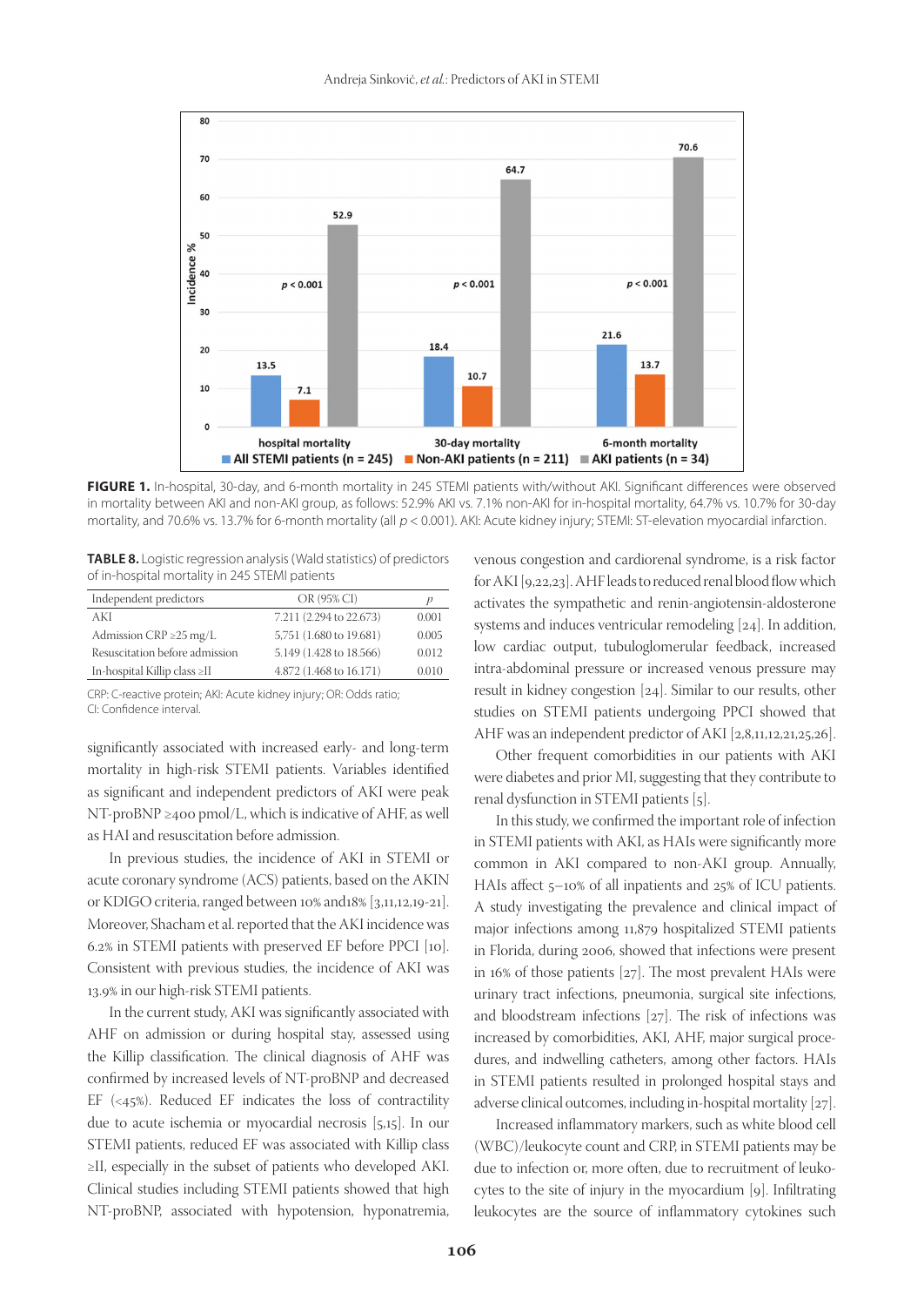**FIGURE 1.** In-hospital, 30-day, and 6-month mortality in 245 STEMI patients with/without AKI. Significant differences were observed in mortality between AKI and non-AKI group, as follows: 52.9% AKI vs. 7.1% non-AKI for in-hospital mortality, 64.7% vs. 10.7% for 30-day mortality, and 70.6% vs. 13.7% for 6-month mortality (all $p < 0.001$). AKI: Acute kidney injury; STEMI: ST-elevation myocardial infarction.

**TABLE 8.** Logistic regression analysis (Wald statistics) of predictors of in-hospital mortality in 245 STEMI patients

| Independent predictors | OR (95% CI) | *p* |
|---|---|---|
| AKI | 7.211 (2.294 to 22.673) | 0.001 |
| Admission CRP ≥25 mg/L | 5,751 (1.680 to 19.681) | 0.005 |
| Resuscitation before admission | 5.149 (1.428 to 18.566) | 0.012 |
| In-hospital Killip class ≥II | 4.872 (1.468 to 16.171) | 0.010 |

CRP: C-reactive protein; AKI: Acute kidney injury; OR: Odds ratio; CI: Confidence interval.

significantly associated with increased early- and long-term mortality in high-risk STEMI patients. Variables identified as significant and independent predictors of AKI were peak NT-proBNP ≥400 pmol/L, which is indicative of AHF, as well as HAI and resuscitation before admission.

In previous studies, the incidence of AKI in STEMI or acute coronary syndrome (ACS) patients, based on the AKIN or KDIGO criteria, ranged between 10% and18% [3,11,12,19-21]. Moreover, Shacham et al. reported that the AKI incidence was 6.2% in STEMI patients with preserved EF before PPCI [10]. Consistent with previous studies, the incidence of AKI was 13.9% in our high-risk STEMI patients.

In the current study, AKI was significantly associated with AHF on admission or during hospital stay, assessed using the Killip classification. The clinical diagnosis of AHF was confirmed by increased levels of NT-proBNP and decreased EF (<45%). Reduced EF indicates the loss of contractility due to acute ischemia or myocardial necrosis [5,15]. In our STEMI patients, reduced EF was associated with Killip class ≥II, especially in the subset of patients who developed AKI. Clinical studies including STEMI patients showed that high NT-proBNP, associated with hypotension, hyponatremia, venous congestion and cardiorenal syndrome, is a risk factor for AKI [9,22,23]. AHF leads to reduced renal blood flow which activates the sympathetic and renin-angiotensin-aldosterone systems and induces ventricular remodeling [24]. In addition, low cardiac output, tubuloglomerular feedback, increased intra-abdominal pressure or increased venous pressure may result in kidney congestion [24]. Similar to our results, other studies on STEMI patients undergoing PPCI showed that AHF was an independent predictor of AKI [2,8,11,12,21,25,26].

Other frequent comorbidities in our patients with AKI were diabetes and prior MI, suggesting that they contribute to renal dysfunction in STEMI patients [5].

In this study, we confirmed the important role of infection in STEMI patients with AKI, as HAIs were significantly more common in AKI compared to non-AKI group. Annually, HAIs affect 5–10% of all inpatients and 25% of ICU patients. A study investigating the prevalence and clinical impact of major infections among 11,879 hospitalized STEMI patients in Florida, during 2006, showed that infections were present in 16% of those patients [27]. The most prevalent HAIs were urinary tract infections, pneumonia, surgical site infections, and bloodstream infections [27]. The risk of infections was increased by comorbidities, AKI, AHF, major surgical procedures, and indwelling catheters, among other factors. HAIs in STEMI patients resulted in prolonged hospital stays and adverse clinical outcomes, including in-hospital mortality [27].

Increased inflammatory markers, such as white blood cell (WBC)/leukocyte count and CRP, in STEMI patients may be due to infection or, more often, due to recruitment of leukocytes to the site of injury in the myocardium [9]. Infiltrating leukocytes are the source of inflammatory cytokines such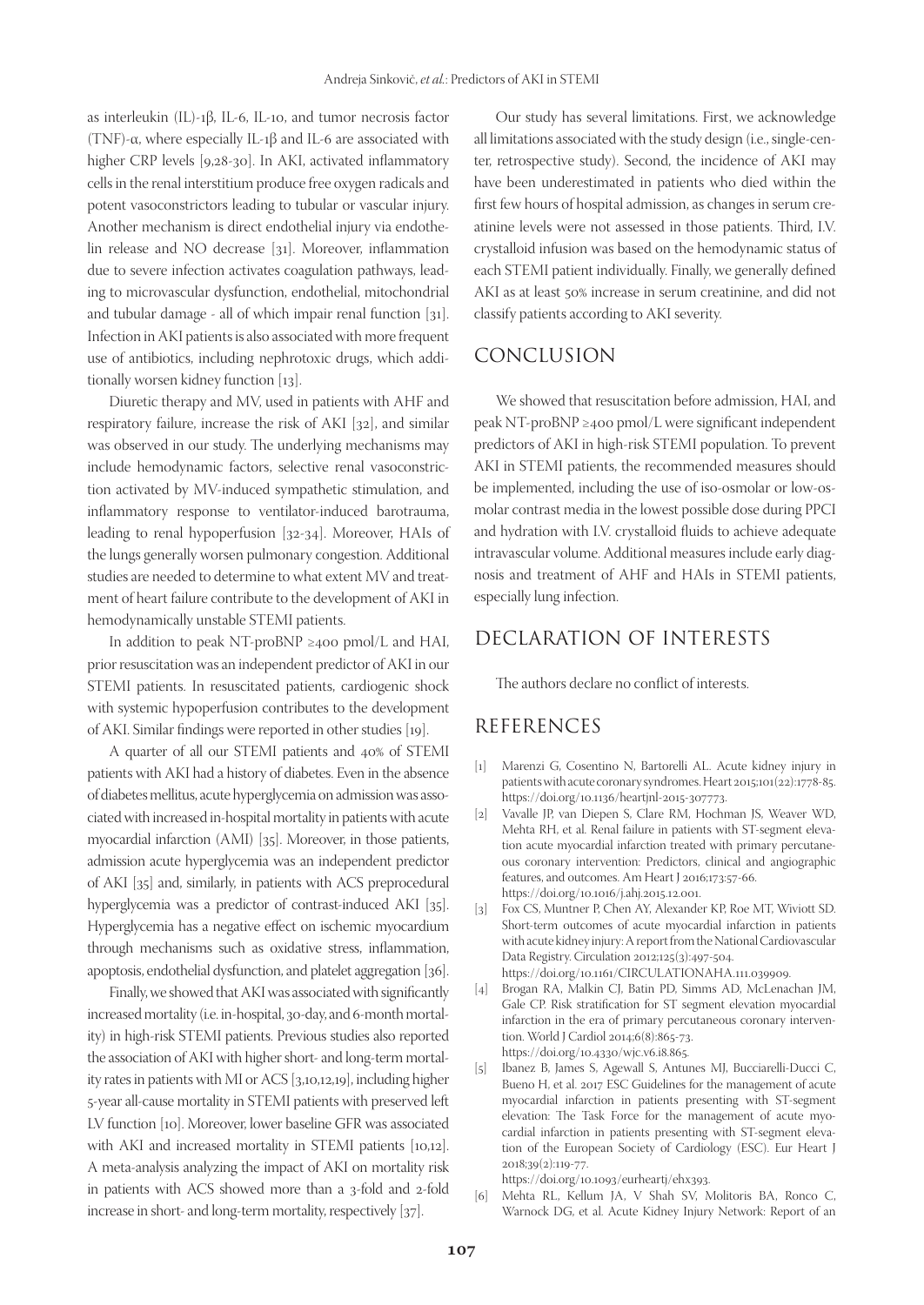as interleukin (IL)-1β, IL-6, IL-10, and tumor necrosis factor (TNF)-α, where especially IL-1β and IL-6 are associated with higher CRP levels [9,28-30]. In AKI, activated inflammatory cells in the renal interstitium produce free oxygen radicals and potent vasoconstrictors leading to tubular or vascular injury. Another mechanism is direct endothelial injury via endothelin release and NO decrease [31]. Moreover, inflammation due to severe infection activates coagulation pathways, leading to microvascular dysfunction, endothelial, mitochondrial and tubular damage - all of which impair renal function [31]. Infection in AKI patients is also associated with more frequent use of antibiotics, including nephrotoxic drugs, which additionally worsen kidney function [13].

Diuretic therapy and MV, used in patients with AHF and respiratory failure, increase the risk of AKI [32], and similar was observed in our study. The underlying mechanisms may include hemodynamic factors, selective renal vasoconstriction activated by MV-induced sympathetic stimulation, and inflammatory response to ventilator-induced barotrauma, leading to renal hypoperfusion [32-34]. Moreover, HAIs of the lungs generally worsen pulmonary congestion. Additional studies are needed to determine to what extent MV and treatment of heart failure contribute to the development of AKI in hemodynamically unstable STEMI patients.

In addition to peak NT-proBNP ≥400 pmol/L and HAI, prior resuscitation was an independent predictor of AKI in our STEMI patients. In resuscitated patients, cardiogenic shock with systemic hypoperfusion contributes to the development of AKI. Similar findings were reported in other studies [19].

A quarter of all our STEMI patients and 40% of STEMI patients with AKI had a history of diabetes. Even in the absence of diabetes mellitus, acute hyperglycemia on admission was associated with increased in-hospital mortality in patients with acute myocardial infarction (AMI) [35]. Moreover, in those patients, admission acute hyperglycemia was an independent predictor of AKI [35] and, similarly, in patients with ACS preprocedural hyperglycemia was a predictor of contrast-induced AKI [35]. Hyperglycemia has a negative effect on ischemic myocardium through mechanisms such as oxidative stress, inflammation, apoptosis, endothelial dysfunction, and platelet aggregation [36].

Finally, we showed that AKI was associated with significantly increased mortality (i.e. in-hospital, 30-day, and 6-month mortality) in high-risk STEMI patients. Previous studies also reported the association of AKI with higher short- and long-term mortality rates in patients with MI or ACS [3,10,12,19], including higher 5-year all-cause mortality in STEMI patients with preserved left LV function [10]. Moreover, lower baseline GFR was associated with AKI and increased mortality in STEMI patients [10,12]. A meta-analysis analyzing the impact of AKI on mortality risk in patients with ACS showed more than a 3-fold and 2-fold increase in short- and long-term mortality, respectively [37].

Our study has several limitations. First, we acknowledge all limitations associated with the study design (i.e., single-center, retrospective study). Second, the incidence of AKI may have been underestimated in patients who died within the first few hours of hospital admission, as changes in serum creatinine levels were not assessed in those patients. Third, I.V. crystalloid infusion was based on the hemodynamic status of each STEMI patient individually. Finally, we generally defined AKI as at least 50% increase in serum creatinine, and did not classify patients according to AKI severity.

## CONCLUSION

We showed that resuscitation before admission, HAI, and peak NT-proBNP ≥400 pmol/L were significant independent predictors of AKI in high-risk STEMI population. To prevent AKI in STEMI patients, the recommended measures should be implemented, including the use of iso-osmolar or low-osmolar contrast media in the lowest possible dose during PPCI and hydration with I.V. crystalloid fluids to achieve adequate intravascular volume. Additional measures include early diagnosis and treatment of AHF and HAIs in STEMI patients, especially lung infection.

## DECLARATION OF INTERESTS

The authors declare no conflict of interests.

## REFERENCES

[1] Marenzi G, Cosentino N, Bartorelli AL. Acute kidney injury in patients with acute coronary syndromes. Heart 2015;101(22):1778-85. https://doi.org/10.1136/heartjnl-2015-307773.

[2] Vavalle JP, van Diepen S, Clare RM, Hochman JS, Weaver WD, Mehta RH, et al. Renal failure in patients with ST-segment elevation acute myocardial infarction treated with primary percutaneous coronary intervention: Predictors, clinical and angiographic features, and outcomes. Am Heart J 2016;173:57-66. https://doi.org/10.1016/j.ahj.2015.12.001.

[3] Fox CS, Muntner P, Chen AY, Alexander KP, Roe MT, Wiviott SD. Short-term outcomes of acute myocardial infarction in patients with acute kidney injury: A report from the National Cardiovascular Data Registry. Circulation 2012;125(3):497-504. https://doi.org/10.1161/CIRCULATIONAHA.111.039909.

[4] Brogan RA, Malkin CJ, Batin PD, Simms AD, McLenachan JM, Gale CP. Risk stratification for ST segment elevation myocardial infarction in the era of primary percutaneous coronary intervention. World J Cardiol 2014;6(8):865-73. https://doi.org/10.4330/wjc.v6.i8.865.

[5] Ibanez B, James S, Agewall S, Antunes MJ, Bucciarelli-Ducci C, Bueno H, et al. 2017 ESC Guidelines for the management of acute myocardial infarction in patients presenting with ST-segment elevation: The Task Force for the management of acute myocardial infarction in patients presenting with ST-segment elevation of the European Society of Cardiology (ESC). Eur Heart J 2018;39(2):119-77. https://doi.org/10.1093/eurheartj/ehx393.

[6] Mehta RL, Kellum JA, V Shah SV, Molitoris BA, Ronco C, Warnock DG, et al. Acute Kidney Injury Network: Report of an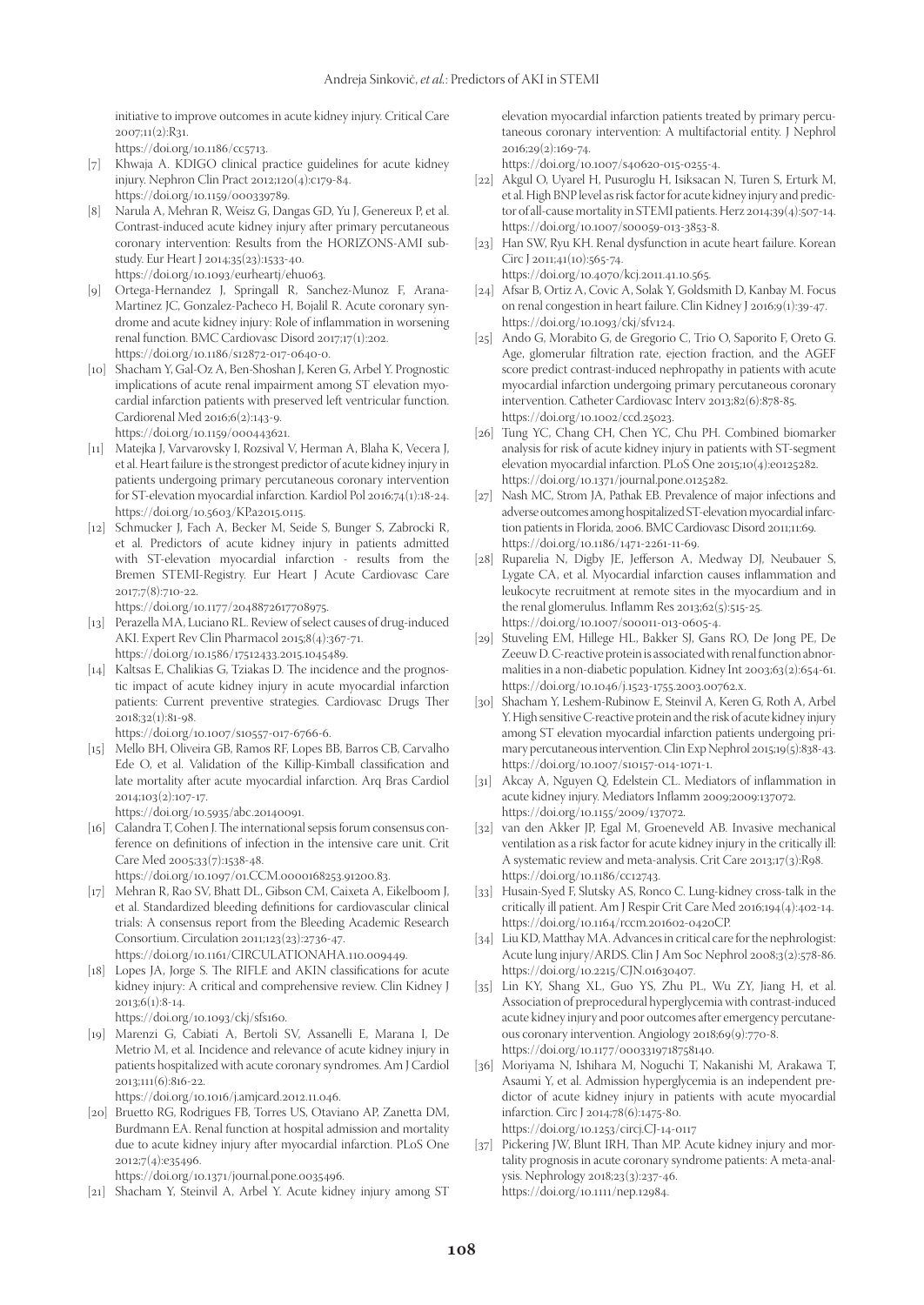initiative to improve outcomes in acute kidney injury. Critical Care 2007;11(2):R31.
https://doi.org/10.1186/cc5713.

[7] Khwaja A. KDIGO clinical practice guidelines for acute kidney injury. Nephron Clin Pract 2012;120(4):c179-84.
https://doi.org/10.1159/000339789.

[8] Narula A, Mehran R, Weisz G, Dangas GD, Yu J, Genereux P, et al. Contrast-induced acute kidney injury after primary percutaneous coronary intervention: Results from the HORIZONS-AMI substudy. Eur Heart J 2014;35(23):1533-40.
https://doi.org/10.1093/eurheartj/ehu063.

[9] Ortega-Hernandez J, Springall R, Sanchez-Munoz F, Arana-Martinez JC, Gonzalez-Pacheco H, Bojalil R. Acute coronary syndrome and acute kidney injury: Role of inflammation in worsening renal function. BMC Cardiovasc Disord 2017;17(1):202.
https://doi.org/10.1186/s12872-017-0640-0.

[10] Shacham Y, Gal-Oz A, Ben-Shoshan J, Keren G, Arbel Y. Prognostic implications of acute renal impairment among ST elevation myocardial infarction patients with preserved left ventricular function. Cardiorenal Med 2016;6(2):143-9.
https://doi.org/10.1159/000443621.

[11] Matejka J, Varvarovsky I, Rozsival V, Herman A, Blaha K, Vecera J, et al. Heart failure is the strongest predictor of acute kidney injury in patients undergoing primary percutaneous coronary intervention for ST-elevation myocardial infarction. Kardiol Pol 2016;74(1):18-24.
https://doi.org/10.5603/KP.a2015.0115.

[12] Schmucker J, Fach A, Becker M, Seide S, Bunger S, Zabrocki R, et al. Predictors of acute kidney injury in patients admitted with ST-elevation myocardial infarction - results from the Bremen STEMI-Registry. Eur Heart J Acute Cardiovasc Care 2017;7(8):710-22.
https://doi.org/10.1177/2048872617708975.

[13] Perazella MA, Luciano RL. Review of select causes of drug-induced AKI. Expert Rev Clin Pharmacol 2015;8(4):367-71.
https://doi.org/10.1586/17512433.2015.1045489.

[14] Kaltsas E, Chalikias G, Tziakas D. The incidence and the prognostic impact of acute kidney injury in acute myocardial infarction patients: Current preventive strategies. Cardiovasc Drugs Ther 2018;32(1):81-98.
https://doi.org/10.1007/s10557-017-6766-6.

[15] Mello BH, Oliveira GB, Ramos RF, Lopes BB, Barros CB, Carvalho Ede O, et al. Validation of the Killip-Kimball classification and late mortality after acute myocardial infarction. Arq Bras Cardiol 2014;103(2):107-17.
https://doi.org/10.5935/abc.20140091.

[16] Calandra T, Cohen J. The international sepsis forum consensus conference on definitions of infection in the intensive care unit. Crit Care Med 2005;33(7):1538-48.
https://doi.org/10.1097/01.CCM.0000168253.91200.83.

[17] Mehran R, Rao SV, Bhatt DL, Gibson CM, Caixeta A, Eikelboom J, et al. Standardized bleeding definitions for cardiovascular clinical trials: A consensus report from the Bleeding Academic Research Consortium. Circulation 2011;123(23):2736-47.
https://doi.org/10.1161/CIRCULATIONAHA.110.009449.

[18] Lopes JA, Jorge S. The RIFLE and AKIN classifications for acute kidney injury: A critical and comprehensive review. Clin Kidney J 2013;6(1):8-14.
https://doi.org/10.1093/ckj/sfs160.

[19] Marenzi G, Cabiati A, Bertoli SV, Assanelli E, Marana I, De Metrio M, et al. Incidence and relevance of acute kidney injury in patients hospitalized with acute coronary syndromes. Am J Cardiol 2013;111(6):816-22.
https://doi.org/10.1016/j.amjcard.2012.11.046.

[20] Bruetto RG, Rodrigues FB, Torres US, Otaviano AP, Zanetta DM, Burdmann EA. Renal function at hospital admission and mortality due to acute kidney injury after myocardial infarction. PLoS One 2012;7(4):e35496.
https://doi.org/10.1371/journal.pone.0035496.

[21] Shacham Y, Steinvil A, Arbel Y. Acute kidney injury among ST elevation myocardial infarction patients treated by primary percutaneous coronary intervention: A multifactorial entity. J Nephrol 2016;29(2):169-74.
https://doi.org/10.1007/s40620-015-0255-4.

[22] Akgul O, Uyarel H, Pusuroglu H, Isiksacan N, Turen S, Erturk M, et al. High BNP level as risk factor for acute kidney injury and predictor of all-cause mortality in STEMI patients. Herz 2014;39(4):507-14.
https://doi.org/10.1007/s00059-013-3853-8.

[23] Han SW, Ryu KH. Renal dysfunction in acute heart failure. Korean Circ J 2011;41(10):565-74.
https://doi.org/10.4070/kcj.2011.41.10.565.

[24] Afsar B, Ortiz A, Covic A, Solak Y, Goldsmith D, Kanbay M. Focus on renal congestion in heart failure. Clin Kidney J 2016;9(1):39-47.
https://doi.org/10.1093/ckj/sfv124.

[25] Ando G, Morabito G, de Gregorio C, Trio O, Saporito F, Oreto G. Age, glomerular filtration rate, ejection fraction, and the AGEF score predict contrast-induced nephropathy in patients with acute myocardial infarction undergoing primary percutaneous coronary intervention. Catheter Cardiovasc Interv 2013;82(6):878-85.
https://doi.org/10.1002/ccd.25023.

[26] Tung YC, Chang CH, Chen YC, Chu PH. Combined biomarker analysis for risk of acute kidney injury in patients with ST-segment elevation myocardial infarction. PLoS One 2015;10(4):e0125282.
https://doi.org/10.1371/journal.pone.0125282.

[27] Nash MC, Strom JA, Pathak EB. Prevalence of major infections and adverse outcomes among hospitalized ST-elevation myocardial infarction patients in Florida, 2006. BMC Cardiovasc Disord 2011;11:69.
https://doi.org/10.1186/1471-2261-11-69.

[28] Ruparelia N, Digby JE, Jefferson A, Medway DJ, Neubauer S, Lygate CA, et al. Myocardial infarction causes inflammation and leukocyte recruitment at remote sites in the myocardium and in the renal glomerulus. Inflamm Res 2013;62(5):515-25.
https://doi.org/10.1007/s00011-013-0605-4.

[29] Stuveling EM, Hillege HL, Bakker SJ, Gans RO, De Jong PE, De Zeeuw D. C-reactive protein is associated with renal function abnormalities in a non-diabetic population. Kidney Int 2003;63(2):654-61.
https://doi.org/10.1046/j.1523-1755.2003.00762.x.

[30] Shacham Y, Leshem-Rubinow E, Steinvil A, Keren G, Roth A, Arbel Y. High sensitive C-reactive protein and the risk of acute kidney injury among ST elevation myocardial infarction patients undergoing primary percutaneous intervention. Clin Exp Nephrol 2015;19(5):838-43.
https://doi.org/10.1007/s10157-014-1071-1.

[31] Akcay A, Nguyen Q, Edelstein CL. Mediators of inflammation in acute kidney injury. Mediators Inflamm 2009;2009:137072.
https://doi.org/10.1155/2009/137072.

[32] van den Akker JP, Egal M, Groeneveld AB. Invasive mechanical ventilation as a risk factor for acute kidney injury in the critically ill: A systematic review and meta-analysis. Crit Care 2013;17(3):R98.
https://doi.org/10.1186/cc12743.

[33] Husain-Syed F, Slutsky AS, Ronco C. Lung-kidney cross-talk in the critically ill patient. Am J Respir Crit Care Med 2016;194(4):402-14.
https://doi.org/10.1164/rccm.201602-0420CP.

[34] Liu KD, Matthay MA. Advances in critical care for the nephrologist: Acute lung injury/ARDS. Clin J Am Soc Nephrol 2008;3(2):578-86.
https://doi.org/10.2215/CJN.01630407.

[35] Lin KY, Shang XL, Guo YS, Zhu PL, Wu ZY, Jiang H, et al. Association of preprocedural hyperglycemia with contrast-induced acute kidney injury and poor outcomes after emergency percutaneous coronary intervention. Angiology 2018;69(9):770-8.
https://doi.org/10.1177/0003319718758140.

[36] Moriyama N, Ishihara M, Noguchi T, Nakanishi M, Arakawa T, Asaumi Y, et al. Admission hyperglycemia is an independent predictor of acute kidney injury in patients with acute myocardial infarction. Circ J 2014;78(6):1475-80.
https://doi.org/10.1253/circj.CJ-14-0117

[37] Pickering JW, Blunt IRH, Than MP. Acute kidney injury and mortality prognosis in acute coronary syndrome patients: A meta-analysis. Nephrology 2018;23(3):237-46.
https://doi.org/10.1111/nep.12984.